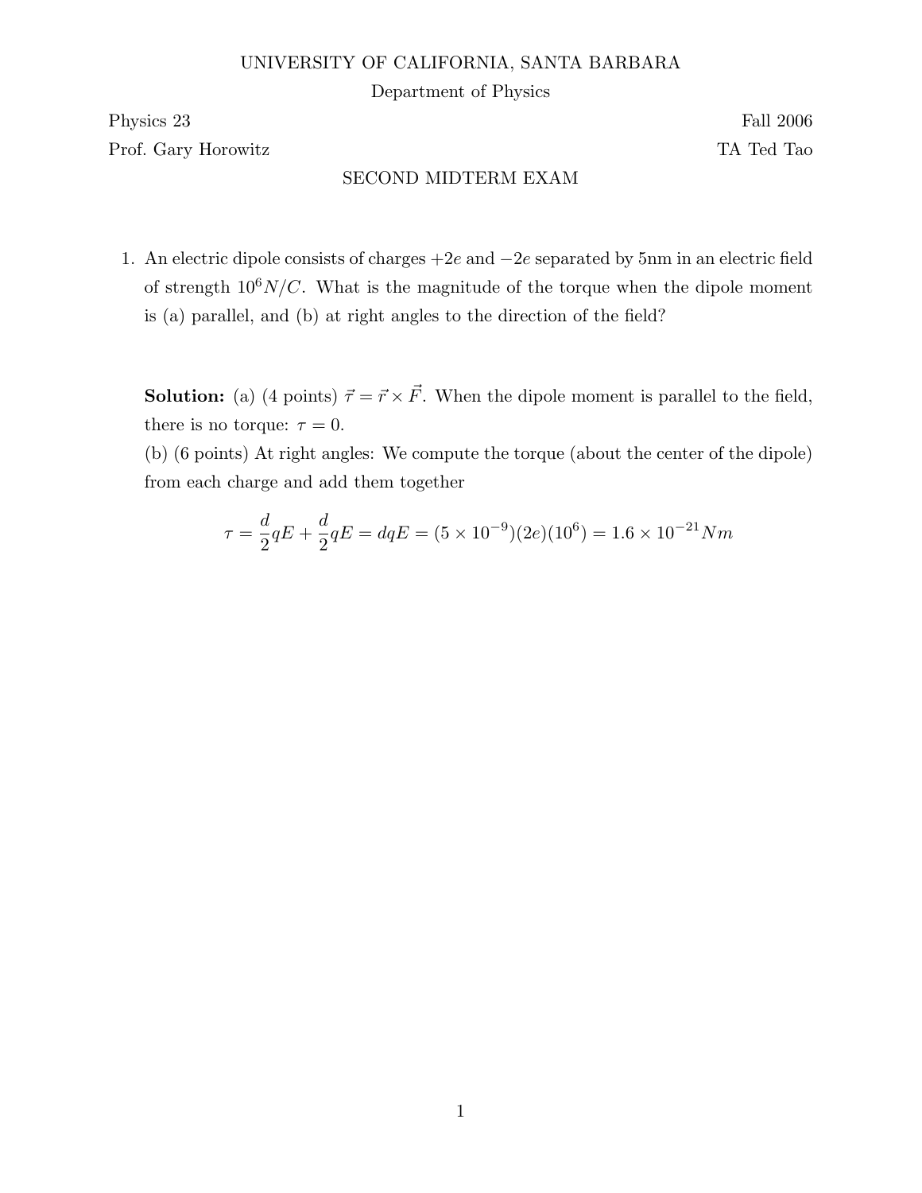UNIVERSITY OF CALIFORNIA, SANTA BARBARA

Department of Physics

Physics 23 — Fall 2006

Prof. Gary Horowitz — TA Ted Tao

SECOND MIDTERM EXAM

1. An electric dipole consists of charges $+2e$ and $-2e$ separated by 5nm in an electric field of strength $10^6 N/C$. What is the magnitude of the torque when the dipole moment is (a) parallel, and (b) at right angles to the direction of the field?

**Solution:** (a) (4 points) $\vec{\tau} = \vec{r} \times \vec{F}$. When the dipole moment is parallel to the field, there is no torque: $\tau = 0$.

(b) (6 points) At right angles: We compute the torque (about the center of the dipole) from each charge and add them together

$$\tau = \frac{d}{2}qE + \frac{d}{2}qE = dqE = (5 \times 10^{-9})(2e)(10^6) = 1.6 \times 10^{-21} Nm$$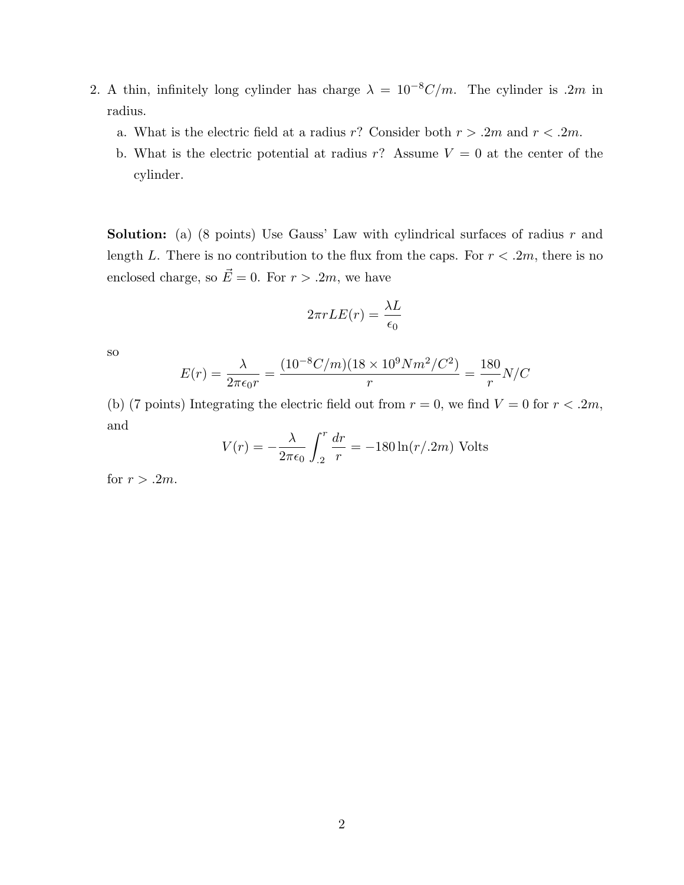2. A thin, infinitely long cylinder has charge $\lambda = 10^{-8} C/m$. The cylinder is $.2m$ in radius.

   a. What is the electric field at a radius $r$? Consider both $r > .2m$ and $r < .2m$.

   b. What is the electric potential at radius $r$? Assume $V = 0$ at the center of the cylinder.

**Solution:** (a) (8 points) Use Gauss' Law with cylindrical surfaces of radius $r$ and length $L$. There is no contribution to the flux from the caps. For $r < .2m$, there is no enclosed charge, so $\vec{E} = 0$. For $r > .2m$, we have

$$2\pi r L E(r) = \frac{\lambda L}{\epsilon_0}$$

so

$$E(r) = \frac{\lambda}{2\pi\epsilon_0 r} = \frac{(10^{-8} C/m)(18 \times 10^9 Nm^2/C^2)}{r} = \frac{180}{r} N/C$$

(b) (7 points) Integrating the electric field out from $r = 0$, we find $V = 0$ for $r < .2m$, and

$$V(r) = -\frac{\lambda}{2\pi\epsilon_0}\int_{.2}^{r}\frac{dr}{r} = -180\ln(r/.2m) \text{ Volts}$$

for $r > .2m$.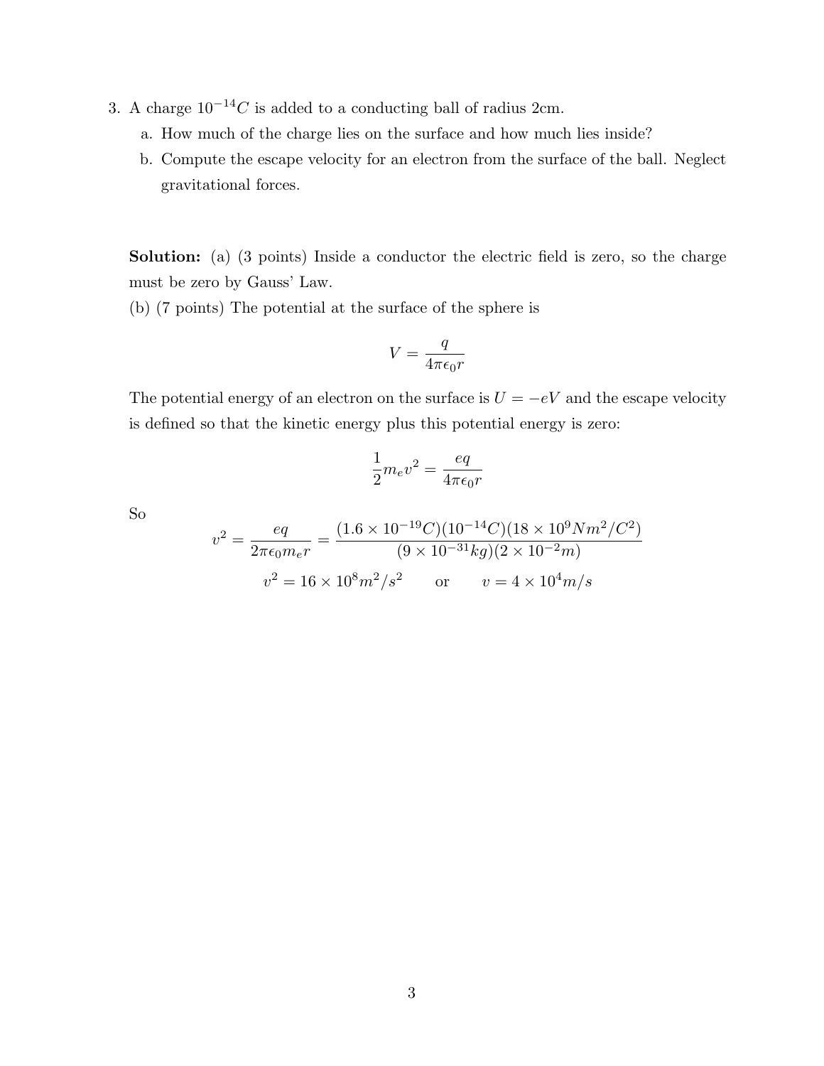3. A charge $10^{-14}C$ is added to a conducting ball of radius 2cm.

   a. How much of the charge lies on the surface and how much lies inside?

   b. Compute the escape velocity for an electron from the surface of the ball. Neglect gravitational forces.

**Solution:** (a) (3 points) Inside a conductor the electric field is zero, so the charge must be zero by Gauss' Law.

(b) (7 points) The potential at the surface of the sphere is

$$V = \frac{q}{4\pi\epsilon_0 r}$$

The potential energy of an electron on the surface is $U = -eV$ and the escape velocity is defined so that the kinetic energy plus this potential energy is zero:

$$\frac{1}{2}m_e v^2 = \frac{eq}{4\pi\epsilon_0 r}$$

So

$$v^2 = \frac{eq}{2\pi\epsilon_0 m_e r} = \frac{(1.6 \times 10^{-19}C)(10^{-14}C)(18 \times 10^9 Nm^2/C^2)}{(9 \times 10^{-31}kg)(2 \times 10^{-2}m)}$$

$$v^2 = 16 \times 10^8 m^2/s^2 \qquad \text{or} \qquad v = 4 \times 10^4 m/s$$